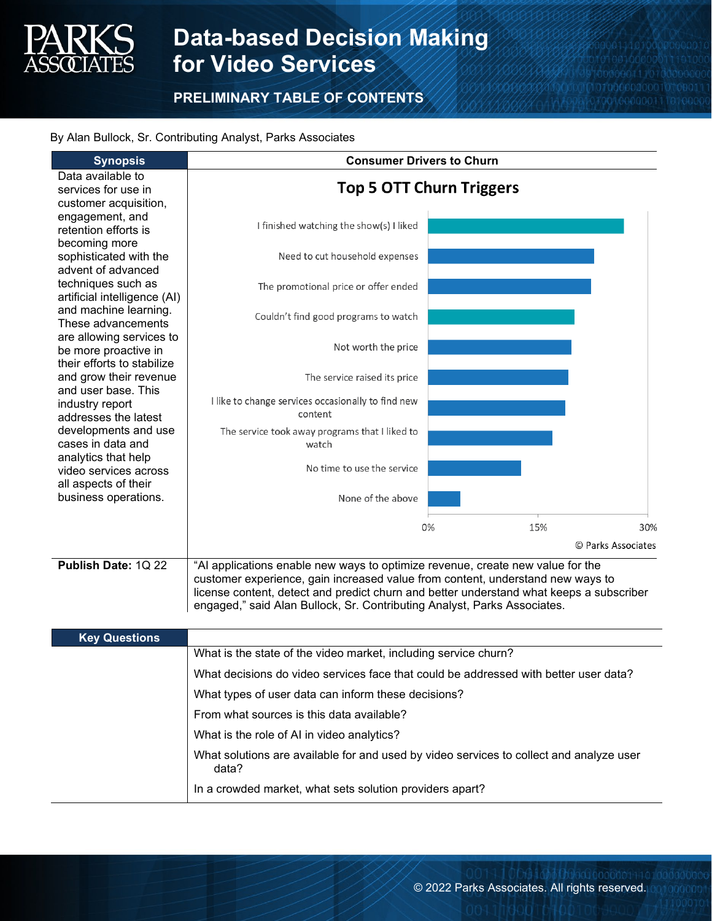# Data-based Decision Making for Video Services

## PRELIMINARY TABLE OF CONTENTS

By Alan Bullock, Sr. Contributing Analyst, Parks Associates

### Synopsis

Data available to services for use in customer acquisition, engagement, and retention efforts is becoming more sophisticated with the advent of advanced techniques such as artificial intelligence (AI) and machine learning. These advancements are allowing services to be more proactive in their efforts to stabilize and grow their revenue and user base. This industry report addresses the latest developments and use cases in data and analytics that help video services across all aspects of their business operations.

**Publish Date:** 1Q 22

### Consumer Drivers to Churn

**Top 5 OTT Churn Triggers**

- I finished watching the show(s) I liked
- Need to cut household expenses
- The promotional price or offer ended
- Couldn't find good programs to watch
- Not worth the price
- The service raised its price
- I like to change services occasionally to find new content
- The service took away programs that I liked to watch
- No time to use the service
- None of the above

0% 15% 30%

© Parks Associates

"AI applications enable new ways to optimize revenue, create new value for the customer experience, gain increased value from content, understand new ways to license content, detect and predict churn and better understand what keeps a subscriber engaged," said Alan Bullock, Sr. Contributing Analyst, Parks Associates.

### Key Questions

- What is the state of the video market, including service churn?
- What decisions do video services face that could be addressed with better user data?
- What types of user data can inform these decisions?
- From what sources is this data available?
- What is the role of AI in video analytics?
- What solutions are available for and used by video services to collect and analyze user data?
- In a crowded market, what sets solution providers apart?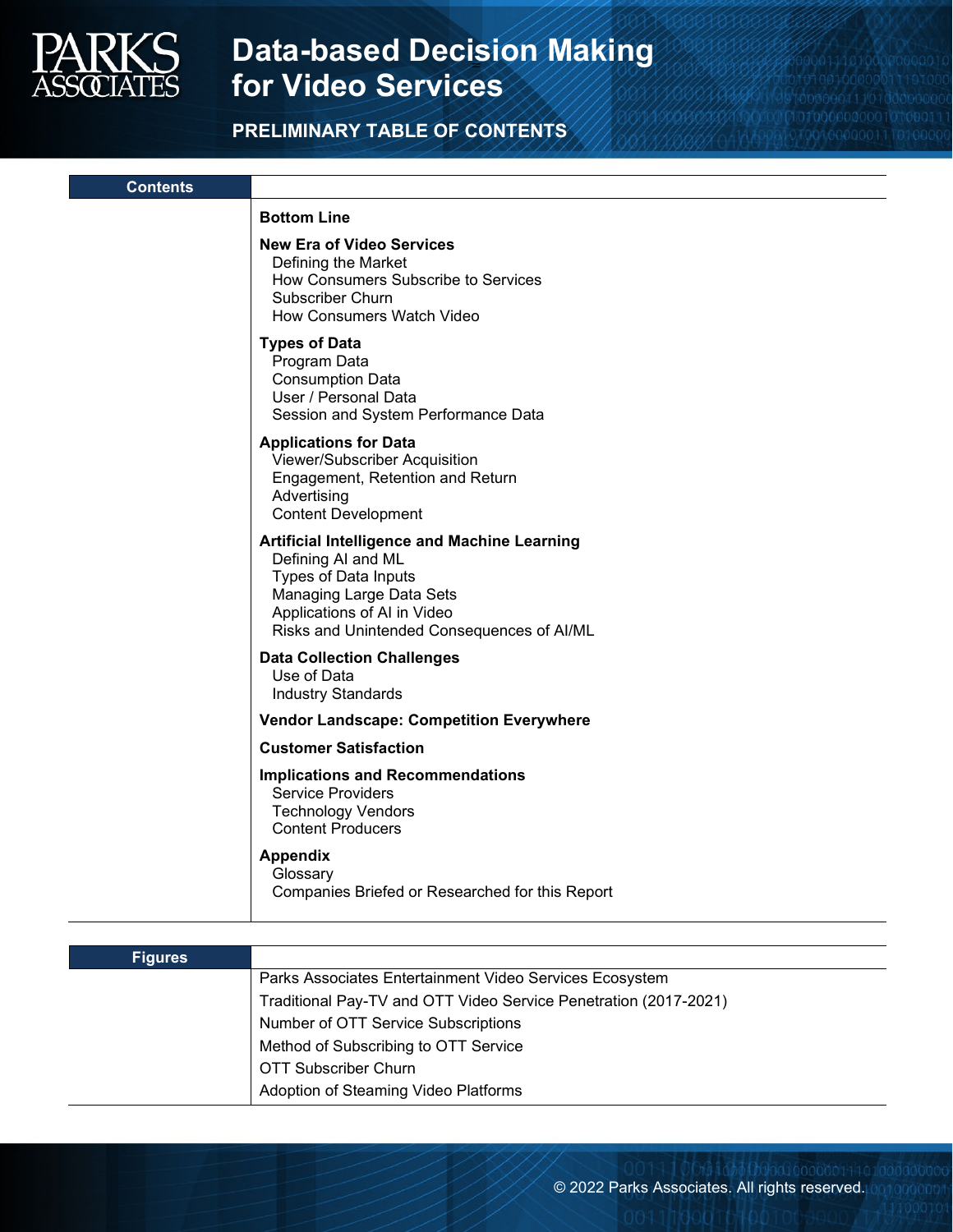# Data-based Decision Making for Video Services

## PRELIMINARY TABLE OF CONTENTS

### Contents

**Bottom Line**

**New Era of Video Services**
- Defining the Market
- How Consumers Subscribe to Services
- Subscriber Churn
- How Consumers Watch Video

**Types of Data**
- Program Data
- Consumption Data
- User / Personal Data
- Session and System Performance Data

**Applications for Data**
- Viewer/Subscriber Acquisition
- Engagement, Retention and Return
- Advertising
- Content Development

**Artificial Intelligence and Machine Learning**
- Defining AI and ML
- Types of Data Inputs
- Managing Large Data Sets
- Applications of AI in Video
- Risks and Unintended Consequences of AI/ML

**Data Collection Challenges**
- Use of Data
- Industry Standards

**Vendor Landscape: Competition Everywhere**

**Customer Satisfaction**

**Implications and Recommendations**
- Service Providers
- Technology Vendors
- Content Producers

**Appendix**
- Glossary
- Companies Briefed or Researched for this Report

### Figures

- Parks Associates Entertainment Video Services Ecosystem
- Traditional Pay-TV and OTT Video Service Penetration (2017-2021)
- Number of OTT Service Subscriptions
- Method of Subscribing to OTT Service
- OTT Subscriber Churn
- Adoption of Steaming Video Platforms

© 2022 Parks Associates. All rights reserved.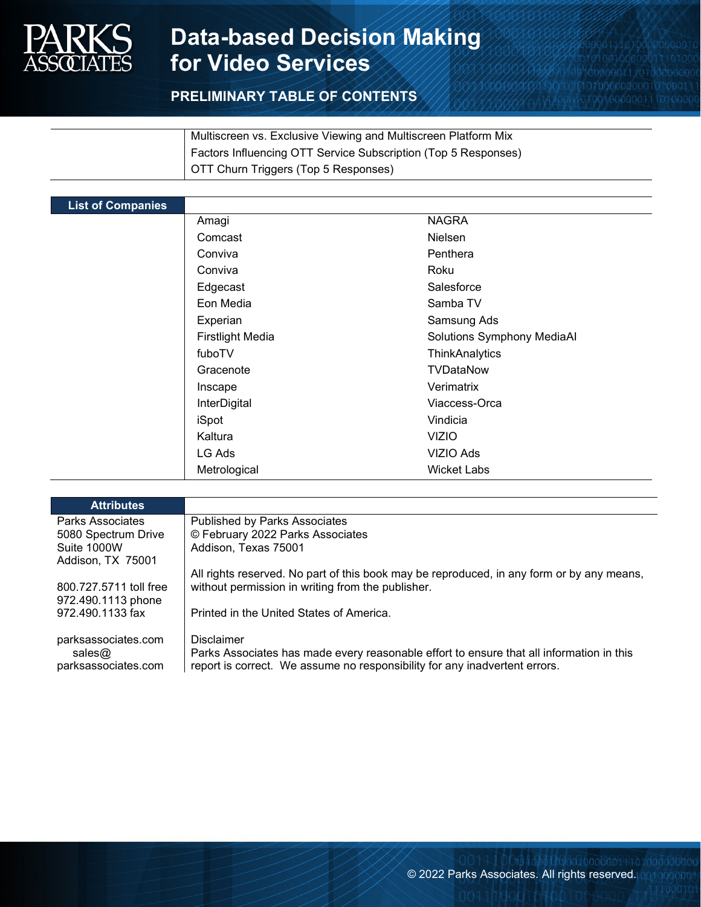Multiscreen vs. Exclusive Viewing and Multiscreen Platform Mix
Factors Influencing OTT Service Subscription (Top 5 Responses)
OTT Churn Triggers (Top 5 Responses)

## List of Companies

| | |
|---|---|
| Amagi | NAGRA |
| Comcast | Nielsen |
| Conviva | Penthera |
| Conviva | Roku |
| Edgecast | Salesforce |
| Eon Media | Samba TV |
| Experian | Samsung Ads |
| Firstlight Media | Solutions Symphony MediaAI |
| fuboTV | ThinkAnalytics |
| Gracenote | TVDataNow |
| Inscape | Verimatrix |
| InterDigital | Viaccess-Orca |
| iSpot | Vindicia |
| Kaltura | VIZIO |
| LG Ads | VIZIO Ads |
| Metrological | Wicket Labs |

## Attributes

Parks Associates
5080 Spectrum Drive
Suite 1000W
Addison, TX 75001

800.727.5711 toll free
972.490.1113 phone
972.490.1133 fax

parksassociates.com
sales@parksassociates.com

Published by Parks Associates
© February 2022 Parks Associates
Addison, Texas 75001

All rights reserved. No part of this book may be reproduced, in any form or by any means, without permission in writing from the publisher.

Printed in the United States of America.

Disclaimer
Parks Associates has made every reasonable effort to ensure that all information in this report is correct. We assume no responsibility for any inadvertent errors.